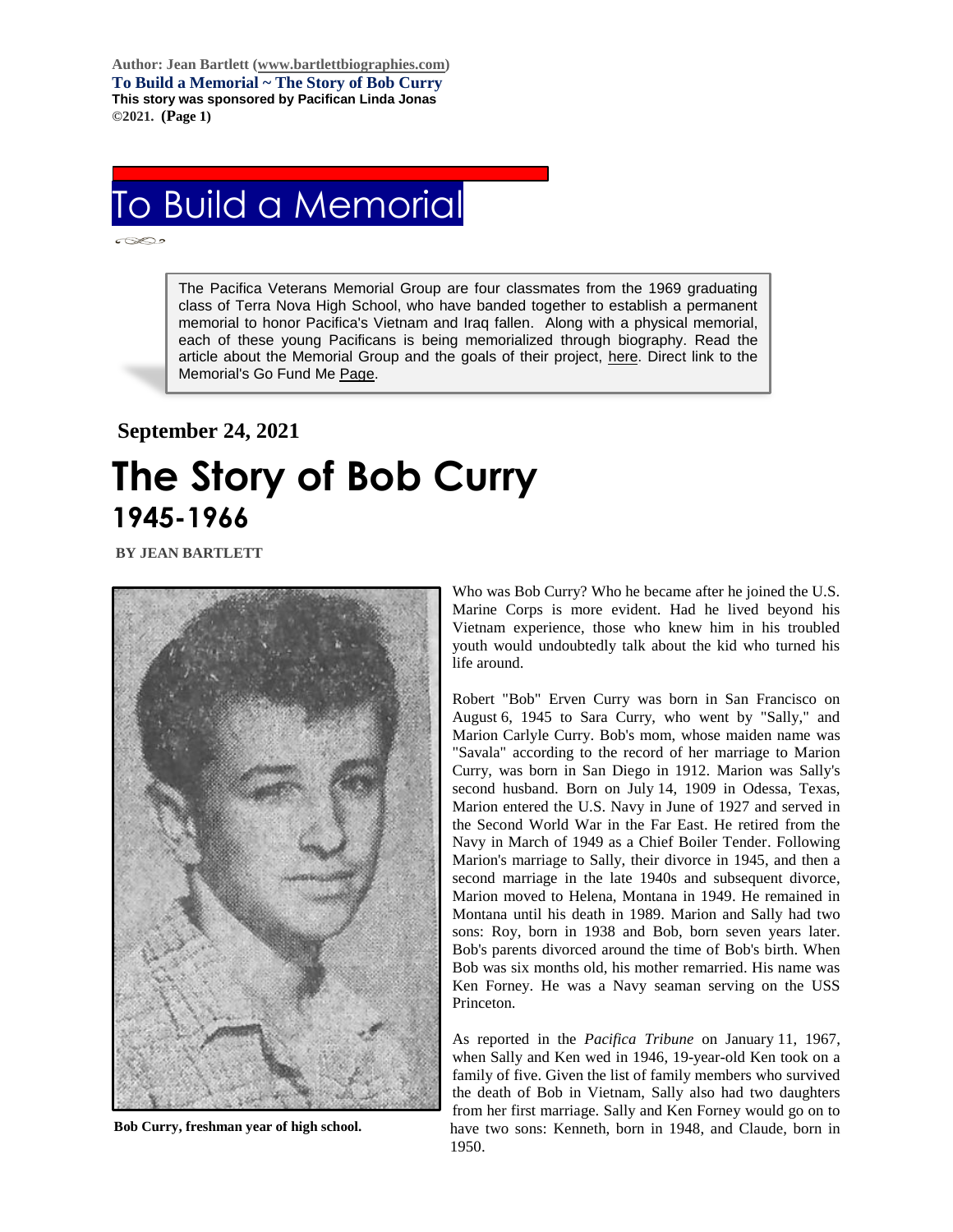Author: Jean Bartlett (www.bartlettbiographies.com)
**To Build a Memorial ~ The Story of Bob Curry**
**This story was sponsored by Pacifican Linda Jonas**
©2021.

# To Build a Memorial

> The Pacifica Veterans Memorial Group are four classmates from the 1969 graduating class of Terra Nova High School, who have banded together to establish a permanent memorial to honor Pacifica's Vietnam and Iraq fallen. Along with a physical memorial, each of these young Pacificans is being memorialized through biography. Read the article about the Memorial Group and the goals of their project, here. Direct link to the Memorial's Go Fund Me Page.

**September 24, 2021**

# The Story of Bob Curry
## 1945-1966

**BY JEAN BARTLETT**

**Bob Curry, freshman year of high school.**

Who was Bob Curry? Who he became after he joined the U.S. Marine Corps is more evident. Had he lived beyond his Vietnam experience, those who knew him in his troubled youth would undoubtedly talk about the kid who turned his life around.

Robert "Bob" Erven Curry was born in San Francisco on August 6, 1945 to Sara Curry, who went by "Sally," and Marion Carlyle Curry. Bob's mom, whose maiden name was "Savala" according to the record of her marriage to Marion Curry, was born in San Diego in 1912. Marion was Sally's second husband. Born on July 14, 1909 in Odessa, Texas, Marion entered the U.S. Navy in June of 1927 and served in the Second World War in the Far East. He retired from the Navy in March of 1949 as a Chief Boiler Tender. Following Marion's marriage to Sally, their divorce in 1945, and then a second marriage in the late 1940s and subsequent divorce, Marion moved to Helena, Montana in 1949. He remained in Montana until his death in 1989. Marion and Sally had two sons: Roy, born in 1938 and Bob, born seven years later. Bob's parents divorced around the time of Bob's birth. When Bob was six months old, his mother remarried. His name was Ken Forney. He was a Navy seaman serving on the USS Princeton.

As reported in the *Pacifica Tribune* on January 11, 1967, when Sally and Ken wed in 1946, 19-year-old Ken took on a family of five. Given the list of family members who survived the death of Bob in Vietnam, Sally also had two daughters from her first marriage. Sally and Ken Forney would go on to have two sons: Kenneth, born in 1948, and Claude, born in 1950.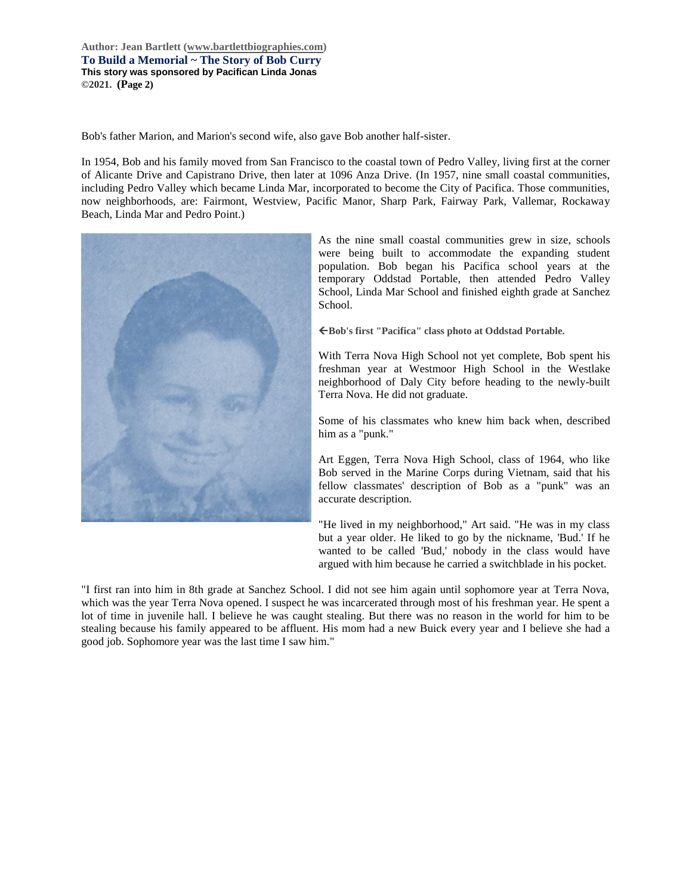Bob's father Marion, and Marion's second wife, also gave Bob another half-sister.

In 1954, Bob and his family moved from San Francisco to the coastal town of Pedro Valley, living first at the corner of Alicante Drive and Capistrano Drive, then later at 1096 Anza Drive. (In 1957, nine small coastal communities, including Pedro Valley which became Linda Mar, incorporated to become the City of Pacifica. Those communities, now neighborhoods, are: Fairmont, Westview, Pacific Manor, Sharp Park, Fairway Park, Vallemar, Rockaway Beach, Linda Mar and Pedro Point.)

As the nine small coastal communities grew in size, schools were being built to accommodate the expanding student population. Bob began his Pacifica school years at the temporary Oddstad Portable, then attended Pedro Valley School, Linda Mar School and finished eighth grade at Sanchez School.

**←Bob's first "Pacifica" class photo at Oddstad Portable.**

With Terra Nova High School not yet complete, Bob spent his freshman year at Westmoor High School in the Westlake neighborhood of Daly City before heading to the newly-built Terra Nova. He did not graduate.

Some of his classmates who knew him back when, described him as a "punk."

Art Eggen, Terra Nova High School, class of 1964, who like Bob served in the Marine Corps during Vietnam, said that his fellow classmates' description of Bob as a "punk" was an accurate description.

"He lived in my neighborhood," Art said. "He was in my class but a year older. He liked to go by the nickname, 'Bud.' If he wanted to be called 'Bud,' nobody in the class would have argued with him because he carried a switchblade in his pocket.

"I first ran into him in 8th grade at Sanchez School. I did not see him again until sophomore year at Terra Nova, which was the year Terra Nova opened. I suspect he was incarcerated through most of his freshman year. He spent a lot of time in juvenile hall. I believe he was caught stealing. But there was no reason in the world for him to be stealing because his family appeared to be affluent. His mom had a new Buick every year and I believe she had a good job. Sophomore year was the last time I saw him."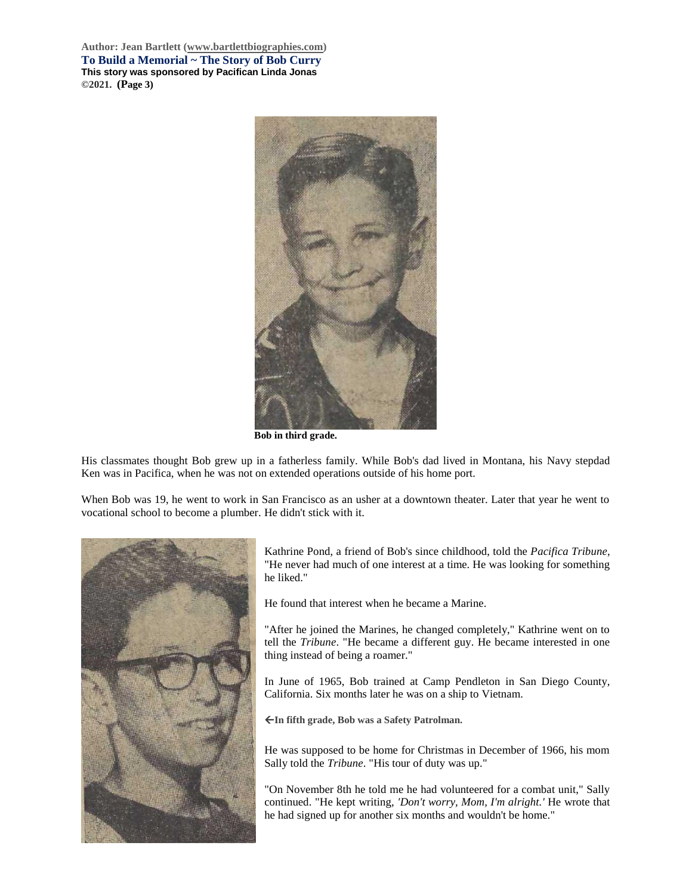Bob in third grade.

His classmates thought Bob grew up in a fatherless family. While Bob's dad lived in Montana, his Navy stepdad Ken was in Pacifica, when he was not on extended operations outside of his home port.

When Bob was 19, he went to work in San Francisco as an usher at a downtown theater. Later that year he went to vocational school to become a plumber. He didn't stick with it.

Kathrine Pond, a friend of Bob's since childhood, told the *Pacifica Tribune*, "He never had much of one interest at a time. He was looking for something he liked."

He found that interest when he became a Marine.

"After he joined the Marines, he changed completely," Kathrine went on to tell the *Tribune*. "He became a different guy. He became interested in one thing instead of being a roamer."

In June of 1965, Bob trained at Camp Pendleton in San Diego County, California. Six months later he was on a ship to Vietnam.

←In fifth grade, Bob was a Safety Patrolman.

He was supposed to be home for Christmas in December of 1966, his mom Sally told the *Tribune*. "His tour of duty was up."

"On November 8th he told me he had volunteered for a combat unit," Sally continued. "He kept writing, *'Don't worry, Mom, I'm alright.'* He wrote that he had signed up for another six months and wouldn't be home."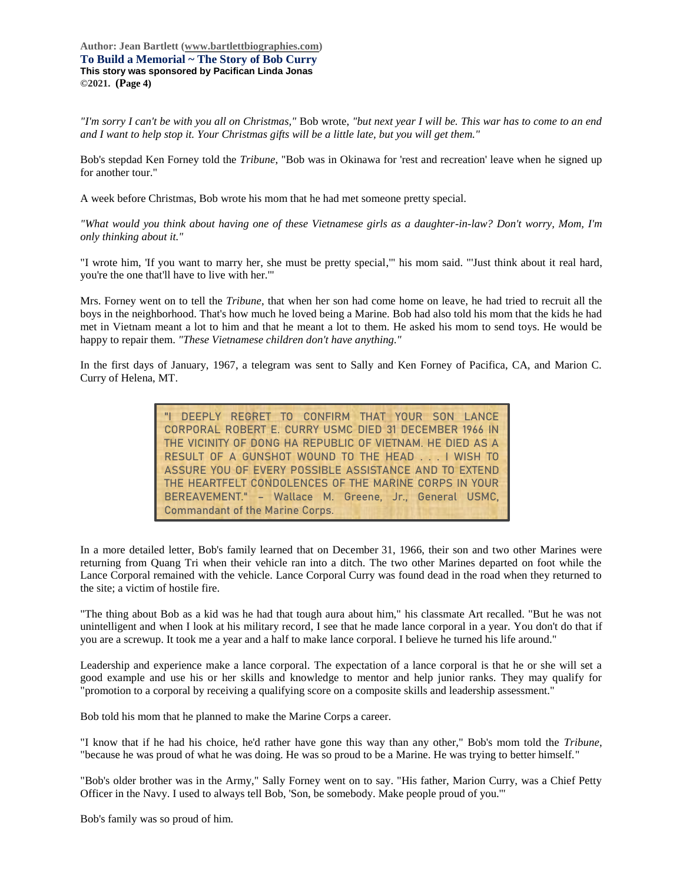*"I'm sorry I can't be with you all on Christmas,"* Bob wrote, *"but next year I will be. This war has to come to an end and I want to help stop it. Your Christmas gifts will be a little late, but you will get them."*

Bob's stepdad Ken Forney told the *Tribune*, "Bob was in Okinawa for 'rest and recreation' leave when he signed up for another tour."

A week before Christmas, Bob wrote his mom that he had met someone pretty special.

*"What would you think about having one of these Vietnamese girls as a daughter-in-law? Don't worry, Mom, I'm only thinking about it."*

"I wrote him, 'If you want to marry her, she must be pretty special,'" his mom said. "'Just think about it real hard, you're the one that'll have to live with her.'"

Mrs. Forney went on to tell the *Tribune*, that when her son had come home on leave, he had tried to recruit all the boys in the neighborhood. That's how much he loved being a Marine. Bob had also told his mom that the kids he had met in Vietnam meant a lot to him and that he meant a lot to them. He asked his mom to send toys. He would be happy to repair them. *"These Vietnamese children don't have anything."*

In the first days of January, 1967, a telegram was sent to Sally and Ken Forney of Pacifica, CA, and Marion C. Curry of Helena, MT.

> "I DEEPLY REGRET TO CONFIRM THAT YOUR SON LANCE CORPORAL ROBERT E. CURRY USMC DIED 31 DECEMBER 1966 IN THE VICINITY OF DONG HA REPUBLIC OF VIETNAM. HE DIED AS A RESULT OF A GUNSHOT WOUND TO THE HEAD . . . I WISH TO ASSURE YOU OF EVERY POSSIBLE ASSISTANCE AND TO EXTEND THE HEARTFELT CONDOLENCES OF THE MARINE CORPS IN YOUR BEREAVEMENT." – Wallace M. Greene, Jr., General USMC, Commandant of the Marine Corps.

In a more detailed letter, Bob's family learned that on December 31, 1966, their son and two other Marines were returning from Quang Tri when their vehicle ran into a ditch. The two other Marines departed on foot while the Lance Corporal remained with the vehicle. Lance Corporal Curry was found dead in the road when they returned to the site; a victim of hostile fire.

"The thing about Bob as a kid was he had that tough aura about him," his classmate Art recalled. "But he was not unintelligent and when I look at his military record, I see that he made lance corporal in a year. You don't do that if you are a screwup. It took me a year and a half to make lance corporal. I believe he turned his life around."

Leadership and experience make a lance corporal. The expectation of a lance corporal is that he or she will set a good example and use his or her skills and knowledge to mentor and help junior ranks. They may qualify for "promotion to a corporal by receiving a qualifying score on a composite skills and leadership assessment."

Bob told his mom that he planned to make the Marine Corps a career.

"I know that if he had his choice, he'd rather have gone this way than any other," Bob's mom told the *Tribune*, "because he was proud of what he was doing. He was so proud to be a Marine. He was trying to better himself."

"Bob's older brother was in the Army," Sally Forney went on to say. "His father, Marion Curry, was a Chief Petty Officer in the Navy. I used to always tell Bob, 'Son, be somebody. Make people proud of you.'"

Bob's family was so proud of him.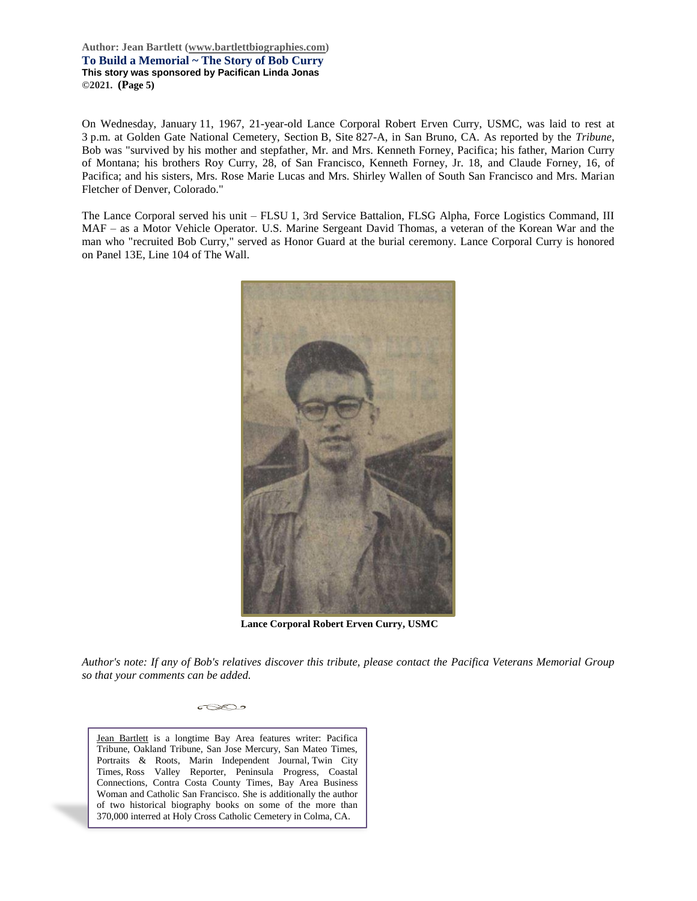On Wednesday, January 11, 1967, 21-year-old Lance Corporal Robert Erven Curry, USMC, was laid to rest at 3 p.m. at Golden Gate National Cemetery, Section B, Site 827-A, in San Bruno, CA. As reported by the *Tribune*, Bob was "survived by his mother and stepfather, Mr. and Mrs. Kenneth Forney, Pacifica; his father, Marion Curry of Montana; his brothers Roy Curry, 28, of San Francisco, Kenneth Forney, Jr. 18, and Claude Forney, 16, of Pacifica; and his sisters, Mrs. Rose Marie Lucas and Mrs. Shirley Wallen of South San Francisco and Mrs. Marian Fletcher of Denver, Colorado."

The Lance Corporal served his unit – FLSU 1, 3rd Service Battalion, FLSG Alpha, Force Logistics Command, III MAF – as a Motor Vehicle Operator. U.S. Marine Sergeant David Thomas, a veteran of the Korean War and the man who "recruited Bob Curry," served as Honor Guard at the burial ceremony. Lance Corporal Curry is honored on Panel 13E, Line 104 of The Wall.

**Lance Corporal Robert Erven Curry, USMC**

*Author's note: If any of Bob's relatives discover this tribute, please contact the Pacifica Veterans Memorial Group so that your comments can be added.*

Jean Bartlett is a longtime Bay Area features writer: Pacifica Tribune, Oakland Tribune, San Jose Mercury, San Mateo Times, Portraits & Roots, Marin Independent Journal, Twin City Times, Ross Valley Reporter, Peninsula Progress, Coastal Connections, Contra Costa County Times, Bay Area Business Woman and Catholic San Francisco. She is additionally the author of two historical biography books on some of the more than 370,000 interred at Holy Cross Catholic Cemetery in Colma, CA.